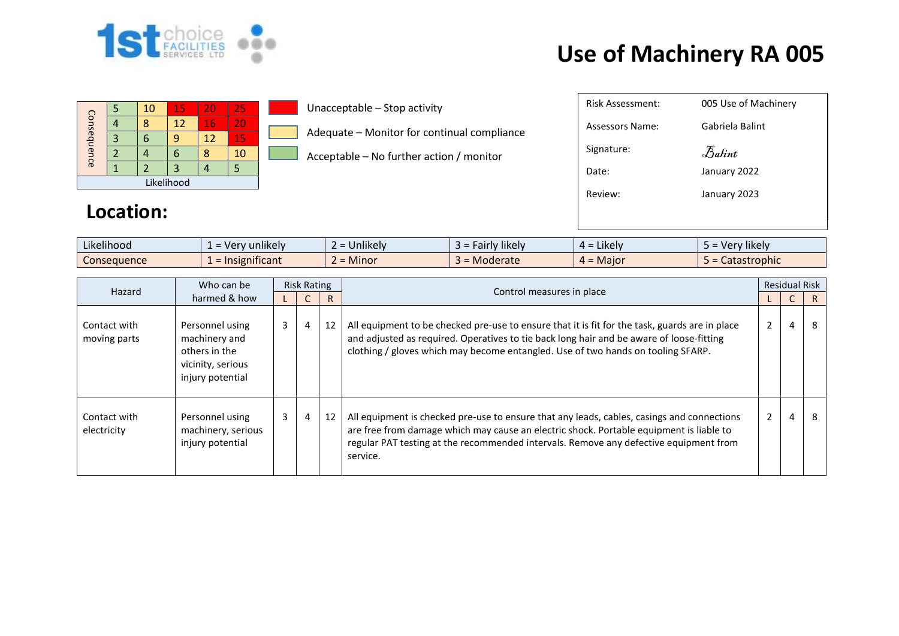# Use of Machinery RA 005

| Consequence | | | | | |
|---|---|---|---|---|---|
| | 5 | 10 | 15 | 20 | 25 |
| | 4 | 8 | 12 | 16 | 20 |
| | 3 | 6 | 9 | 12 | 15 |
| | 2 | 4 | 6 | 8 | 10 |
| | 1 | 2 | 3 | 4 | 5 |
| Likelihood | | | | | |

- Unacceptable – Stop activity
- Adequate – Monitor for continual compliance
- Acceptable – No further action / monitor

| | |
|---|---|
| Risk Assessment: | 005 Use of Machinery |
| Assessors Name: | Gabriela Balint |
| Signature: | Balint |
| Date: | January 2022 |
| Review: | January 2023 |

## Location:

| Likelihood | 1 = Very unlikely | 2 = Unlikely | 3 = Fairly likely | 4 = Likely | 5 = Very likely |
|---|---|---|---|---|---|
| Consequence | 1 = Insignificant | 2 = Minor | 3 = Moderate | 4 = Major | 5 = Catastrophic |

| Hazard | Who can be harmed & how | Risk Rating | | | Control measures in place | Residual Risk | | |
|---|---|---|---|---|---|---|---|---|
| | | L | C | R | | L | C | R |
| Contact with moving parts | Personnel using machinery and others in the vicinity, serious injury potential | 3 | 4 | 12 | All equipment to be checked pre-use to ensure that it is fit for the task, guards are in place and adjusted as required. Operatives to tie back long hair and be aware of loose-fitting clothing / gloves which may become entangled. Use of two hands on tooling SFARP. | 2 | 4 | 8 |
| Contact with electricity | Personnel using machinery, serious injury potential | 3 | 4 | 12 | All equipment is checked pre-use to ensure that any leads, cables, casings and connections are free from damage which may cause an electric shock. Portable equipment is liable to regular PAT testing at the recommended intervals. Remove any defective equipment from service. | 2 | 4 | 8 |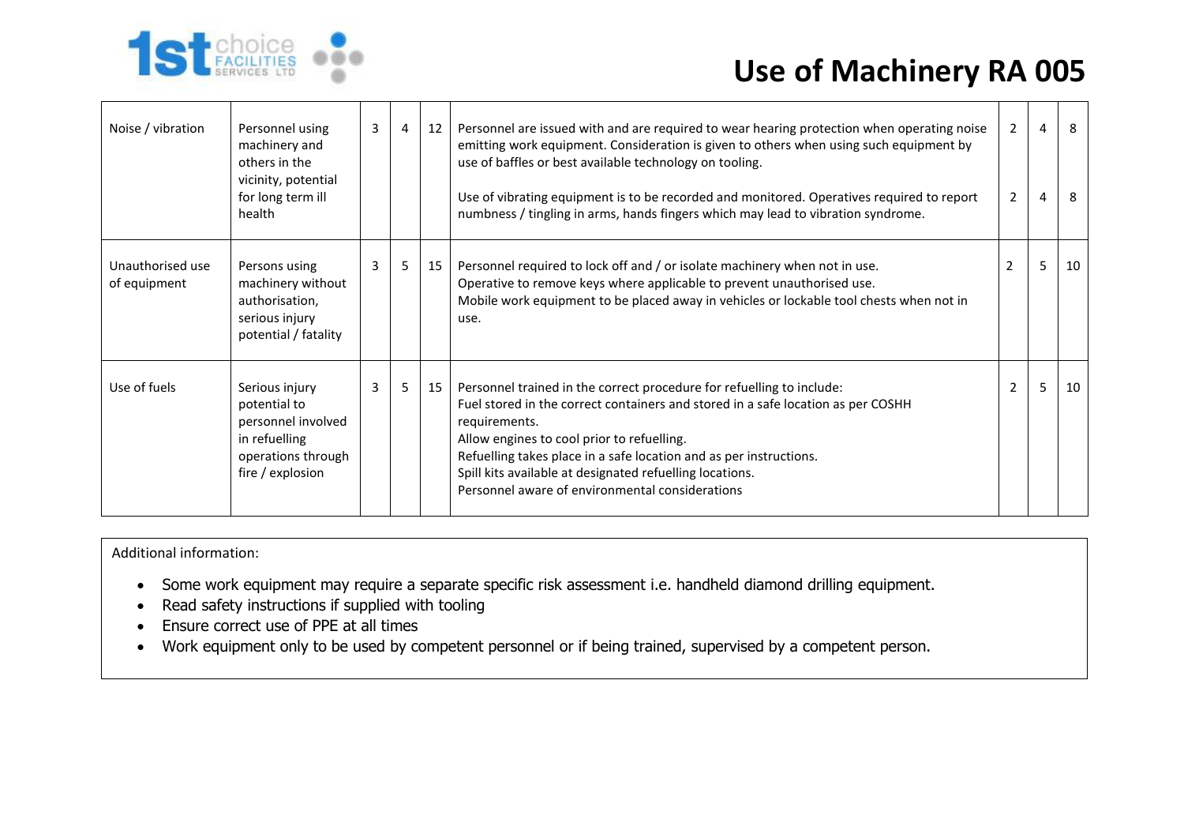# Use of Machinery RA 005

| | | | | | | | | |
|---|---|---|---|---|---|---|---|---|
| Noise / vibration | Personnel using machinery and others in the vicinity, potential for long term ill health | 3 | 4 | 12 | Personnel are issued with and are required to wear hearing protection when operating noise emitting work equipment. Consideration is given to others when using such equipment by use of baffles or best available technology on tooling.<br><br>Use of vibrating equipment is to be recorded and monitored. Operatives required to report numbness / tingling in arms, hands fingers which may lead to vibration syndrome. | 2<br><br>2 | 4<br><br>4 | 8<br><br>8 |
| Unauthorised use of equipment | Persons using machinery without authorisation, serious injury potential / fatality | 3 | 5 | 15 | Personnel required to lock off and / or isolate machinery when not in use.<br>Operative to remove keys where applicable to prevent unauthorised use.<br>Mobile work equipment to be placed away in vehicles or lockable tool chests when not in use. | 2 | 5 | 10 |
| Use of fuels | Serious injury potential to personnel involved in refuelling operations through fire / explosion | 3 | 5 | 15 | Personnel trained in the correct procedure for refuelling to include:<br>Fuel stored in the correct containers and stored in a safe location as per COSHH requirements.<br>Allow engines to cool prior to refuelling.<br>Refuelling takes place in a safe location and as per instructions.<br>Spill kits available at designated refuelling locations.<br>Personnel aware of environmental considerations | 2 | 5 | 10 |

Additional information:

- Some work equipment may require a separate specific risk assessment i.e. handheld diamond drilling equipment.
- Read safety instructions if supplied with tooling
- Ensure correct use of PPE at all times
- Work equipment only to be used by competent personnel or if being trained, supervised by a competent person.